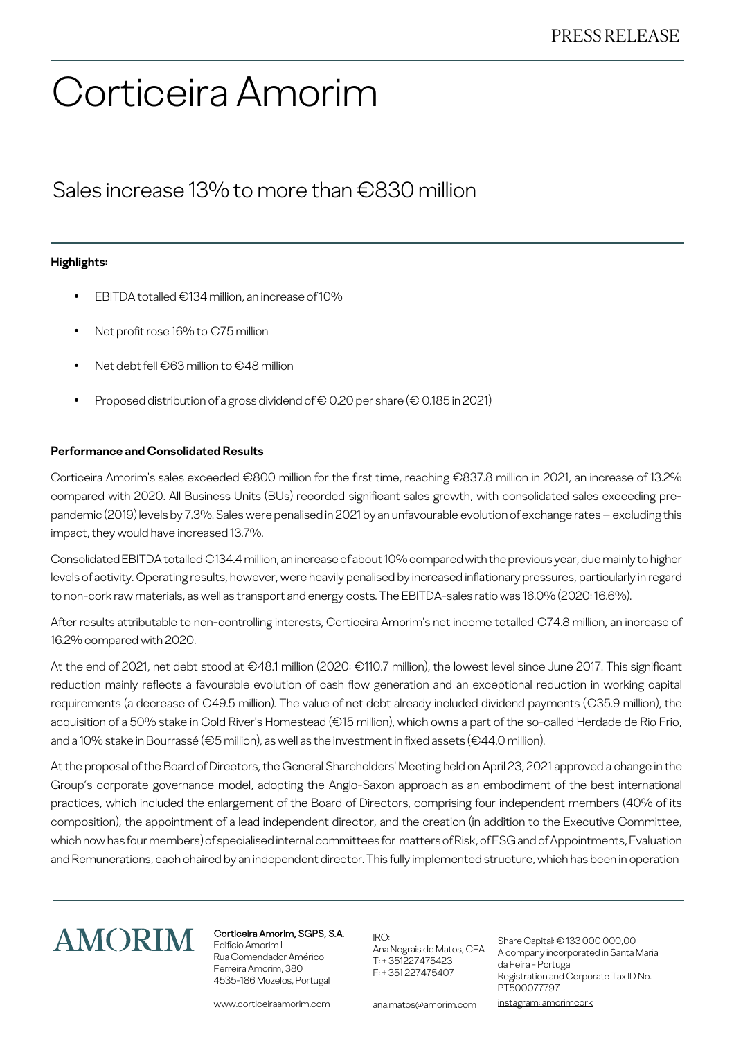PRESS RELEASE

# Corticeira Amorim

## Sales increase 13% to more than €830 million

**Highlights:**

- EBITDA totalled €134 million, an increase of 10%
- Net profit rose 16% to €75 million
- Net debt fell €63 million to €48 million
- Proposed distribution of a gross dividend of € 0.20 per share (€ 0.185 in 2021)

**Performance and Consolidated Results**

Corticeira Amorim's sales exceeded €800 million for the first time, reaching €837.8 million in 2021, an increase of 13.2% compared with 2020. All Business Units (BUs) recorded significant sales growth, with consolidated sales exceeding pre-pandemic (2019) levels by 7.3%. Sales were penalised in 2021 by an unfavourable evolution of exchange rates – excluding this impact, they would have increased 13.7%.

Consolidated EBITDA totalled €134.4 million, an increase of about 10% compared with the previous year, due mainly to higher levels of activity. Operating results, however, were heavily penalised by increased inflationary pressures, particularly in regard to non-cork raw materials, as well as transport and energy costs. The EBITDA-sales ratio was 16.0% (2020: 16.6%).

After results attributable to non-controlling interests, Corticeira Amorim's net income totalled €74.8 million, an increase of 16.2% compared with 2020.

At the end of 2021, net debt stood at €48.1 million (2020: €110.7 million), the lowest level since June 2017. This significant reduction mainly reflects a favourable evolution of cash flow generation and an exceptional reduction in working capital requirements (a decrease of €49.5 million). The value of net debt already included dividend payments (€35.9 million), the acquisition of a 50% stake in Cold River's Homestead (€15 million), which owns a part of the so-called Herdade de Rio Frio, and a 10% stake in Bourrassé (€5 million), as well as the investment in fixed assets (€44.0 million).

At the proposal of the Board of Directors, the General Shareholders' Meeting held on April 23, 2021 approved a change in the Group's corporate governance model, adopting the Anglo-Saxon approach as an embodiment of the best international practices, which included the enlargement of the Board of Directors, comprising four independent members (40% of its composition), the appointment of a lead independent director, and the creation (in addition to the Executive Committee, which now has four members) of specialised internal committees for matters of Risk, of ESG and of Appointments, Evaluation and Remunerations, each chaired by an independent director. This fully implemented structure, which has been in operation

AMORIM

Corticeira Amorim, SGPS, S.A.
Edifício Amorim I
Rua Comendador Américo Ferreira Amorim, 380
4535-186 Mozelos, Portugal
www.corticeiraamorim.com

IRO:
Ana Negrais de Matos, CFA
T: + 351227475423
F: + 351 227475407
ana.matos@amorim.com

Share Capital: € 133 000 000,00
A company incorporated in Santa Maria da Feira - Portugal
Registration and Corporate Tax ID No. PT500077797
instagram: amorimcork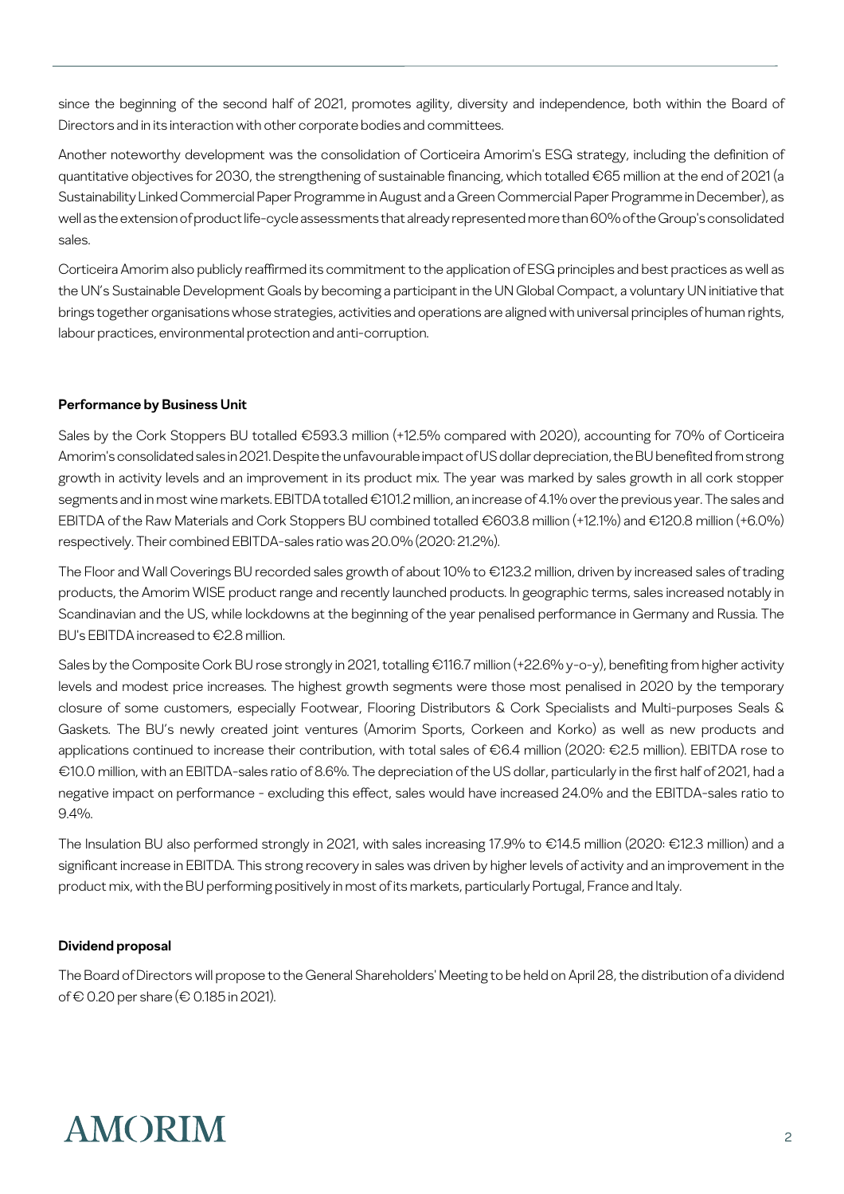since the beginning of the second half of 2021, promotes agility, diversity and independence, both within the Board of Directors and in its interaction with other corporate bodies and committees.

Another noteworthy development was the consolidation of Corticeira Amorim's ESG strategy, including the definition of quantitative objectives for 2030, the strengthening of sustainable financing, which totalled €65 million at the end of 2021 (a Sustainability Linked Commercial Paper Programme in August and a Green Commercial Paper Programme in December), as well as the extension of product life-cycle assessments that already represented more than 60% of the Group's consolidated sales.

Corticeira Amorim also publicly reaffirmed its commitment to the application of ESG principles and best practices as well as the UN's Sustainable Development Goals by becoming a participant in the UN Global Compact, a voluntary UN initiative that brings together organisations whose strategies, activities and operations are aligned with universal principles of human rights, labour practices, environmental protection and anti-corruption.

**Performance by Business Unit**

Sales by the Cork Stoppers BU totalled €593.3 million (+12.5% compared with 2020), accounting for 70% of Corticeira Amorim's consolidated sales in 2021. Despite the unfavourable impact of US dollar depreciation, the BU benefited from strong growth in activity levels and an improvement in its product mix. The year was marked by sales growth in all cork stopper segments and in most wine markets. EBITDA totalled €101.2 million, an increase of 4.1% over the previous year. The sales and EBITDA of the Raw Materials and Cork Stoppers BU combined totalled €603.8 million (+12.1%) and €120.8 million (+6.0%) respectively. Their combined EBITDA-sales ratio was 20.0% (2020: 21.2%).

The Floor and Wall Coverings BU recorded sales growth of about 10% to €123.2 million, driven by increased sales of trading products, the Amorim WISE product range and recently launched products. In geographic terms, sales increased notably in Scandinavian and the US, while lockdowns at the beginning of the year penalised performance in Germany and Russia. The BU's EBITDA increased to €2.8 million.

Sales by the Composite Cork BU rose strongly in 2021, totalling €116.7 million (+22.6% y-o-y), benefiting from higher activity levels and modest price increases. The highest growth segments were those most penalised in 2020 by the temporary closure of some customers, especially Footwear, Flooring Distributors & Cork Specialists and Multi-purposes Seals & Gaskets. The BU's newly created joint ventures (Amorim Sports, Corkeen and Korko) as well as new products and applications continued to increase their contribution, with total sales of €6.4 million (2020: €2.5 million). EBITDA rose to €10.0 million, with an EBITDA-sales ratio of 8.6%. The depreciation of the US dollar, particularly in the first half of 2021, had a negative impact on performance - excluding this effect, sales would have increased 24.0% and the EBITDA-sales ratio to 9.4%.

The Insulation BU also performed strongly in 2021, with sales increasing 17.9% to €14.5 million (2020: €12.3 million) and a significant increase in EBITDA. This strong recovery in sales was driven by higher levels of activity and an improvement in the product mix, with the BU performing positively in most of its markets, particularly Portugal, France and Italy.

**Dividend proposal**

The Board of Directors will propose to the General Shareholders' Meeting to be held on April 28, the distribution of a dividend of € 0.20 per share (€ 0.185 in 2021).

AMORIM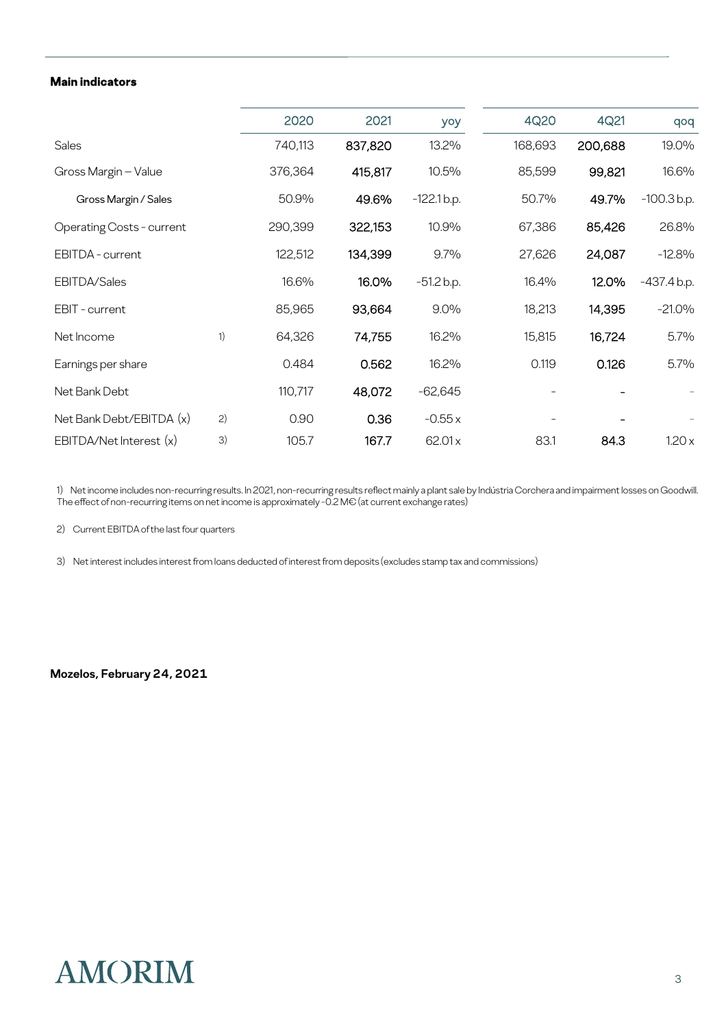**Main indicators**

| | | 2020 | 2021 | yoy | 4Q20 | 4Q21 | qoq |
|---|---|---|---|---|---|---|---|
| Sales | | 740,113 | 837,820 | 13.2% | 168,693 | 200,688 | 19.0% |
| Gross Margin – Value | | 376,364 | 415,817 | 10.5% | 85,599 | 99,821 | 16.6% |
| Gross Margin / Sales | | 50.9% | 49.6% | -122.1 b.p. | 50.7% | 49.7% | -100.3 b.p. |
| Operating Costs - current | | 290,399 | 322,153 | 10.9% | 67,386 | 85,426 | 26.8% |
| EBITDA - current | | 122,512 | 134,399 | 9.7% | 27,626 | 24,087 | -12.8% |
| EBITDA/Sales | | 16.6% | 16.0% | -51.2 b.p. | 16.4% | 12.0% | -437.4 b.p. |
| EBIT - current | | 85,965 | 93,664 | 9.0% | 18,213 | 14,395 | -21.0% |
| Net Income | 1) | 64,326 | 74,755 | 16.2% | 15,815 | 16,724 | 5.7% |
| Earnings per share | | 0.484 | 0.562 | 16.2% | 0.119 | 0.126 | 5.7% |
| Net Bank Debt | | 110,717 | 48,072 | -62,645 | - | - | - |
| Net Bank Debt/EBITDA (x) | 2) | 0.90 | 0.36 | -0.55 x | - | - | - |
| EBITDA/Net Interest (x) | 3) | 105.7 | 167.7 | 62.01 x | 83.1 | 84.3 | 1.20 x |

1) Net income includes non-recurring results. In 2021, non-recurring results reflect mainly a plant sale by Indústria Corchera and impairment losses on Goodwill. The effect of non-recurring items on net income is approximately -0.2 M€ (at current exchange rates)

2) Current EBITDA of the last four quarters

3) Net interest includes interest from loans deducted of interest from deposits (excludes stamp tax and commissions)

**Mozelos, February 24, 2021**